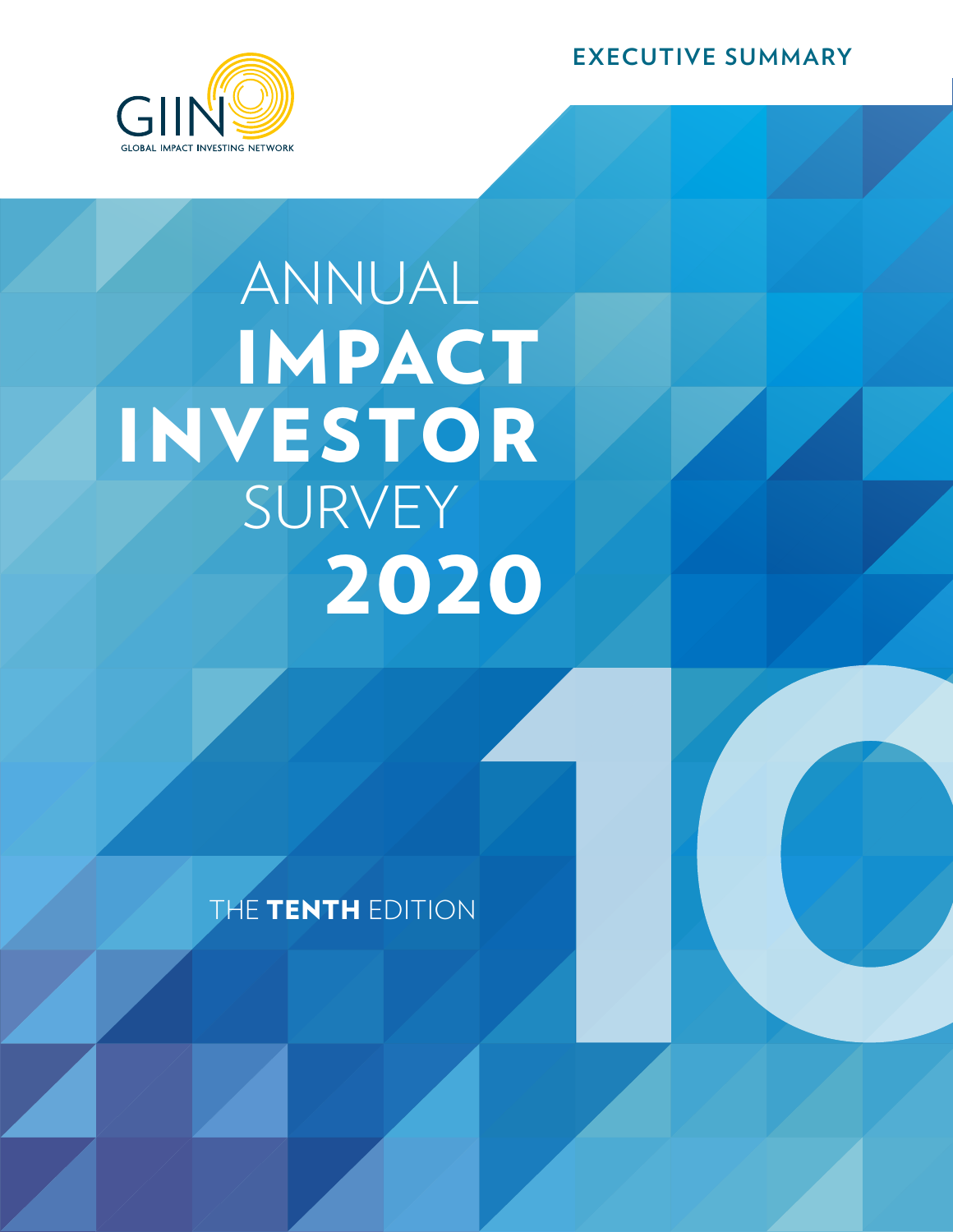EXECUTIVE SUMMARY

GIIN

GLOBAL IMPACT INVESTING NETWORK

# ANNUAL **IMPACT INVESTOR** SURVEY **2020**

THE **TENTH** EDITION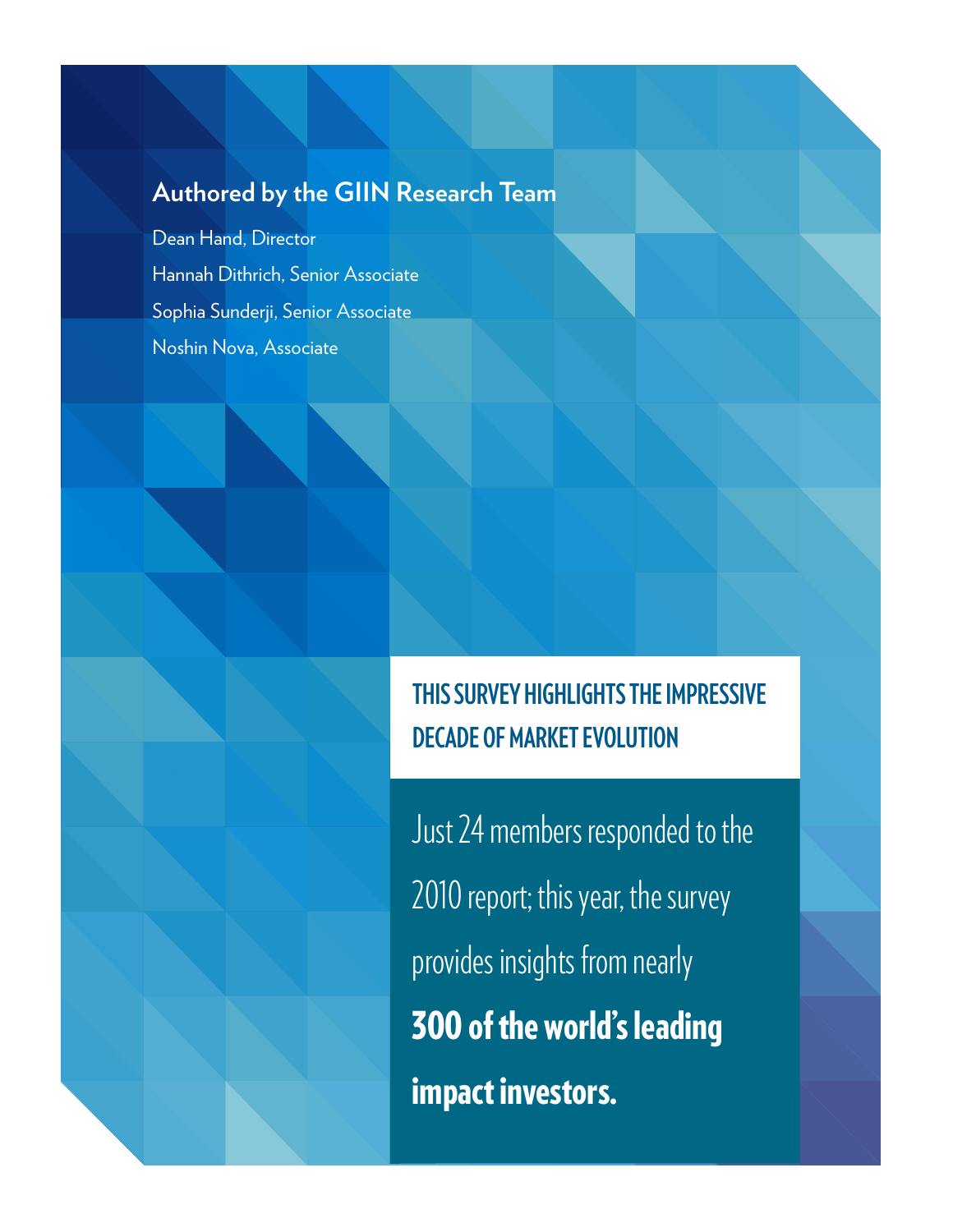**Authored by the GIIN Research Team**

Dean Hand, Director

Hannah Dithrich, Senior Associate

Sophia Sunderji, Senior Associate

Noshin Nova, Associate

## THIS SURVEY HIGHLIGHTS THE IMPRESSIVE DECADE OF MARKET EVOLUTION

Just 24 members responded to the 2010 report; this year, the survey provides insights from nearly **300 of the world's leading impact investors.**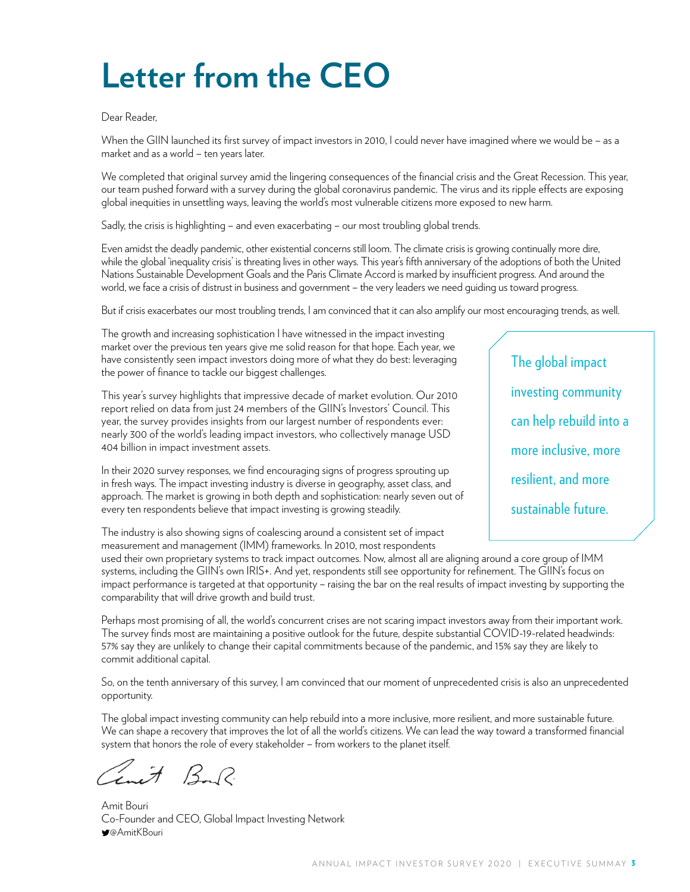# Letter from the CEO

Dear Reader,

When the GIIN launched its first survey of impact investors in 2010, I could never have imagined where we would be – as a market and as a world – ten years later.

We completed that original survey amid the lingering consequences of the financial crisis and the Great Recession. This year, our team pushed forward with a survey during the global coronavirus pandemic. The virus and its ripple effects are exposing global inequities in unsettling ways, leaving the world's most vulnerable citizens more exposed to new harm.

Sadly, the crisis is highlighting – and even exacerbating – our most troubling global trends.

Even amidst the deadly pandemic, other existential concerns still loom. The climate crisis is growing continually more dire, while the global 'inequality crisis' is threating lives in other ways. This year's fifth anniversary of the adoptions of both the United Nations Sustainable Development Goals and the Paris Climate Accord is marked by insufficient progress. And around the world, we face a crisis of distrust in business and government – the very leaders we need guiding us toward progress.

But if crisis exacerbates our most troubling trends, I am convinced that it can also amplify our most encouraging trends, as well.

The growth and increasing sophistication I have witnessed in the impact investing market over the previous ten years give me solid reason for that hope. Each year, we have consistently seen impact investors doing more of what they do best: leveraging the power of finance to tackle our biggest challenges.

This year's survey highlights that impressive decade of market evolution. Our 2010 report relied on data from just 24 members of the GIIN's Investors' Council. This year, the survey provides insights from our largest number of respondents ever: nearly 300 of the world's leading impact investors, who collectively manage USD 404 billion in impact investment assets.

In their 2020 survey responses, we find encouraging signs of progress sprouting up in fresh ways. The impact investing industry is diverse in geography, asset class, and approach. The market is growing in both depth and sophistication: nearly seven out of every ten respondents believe that impact investing is growing steadily.

> The global impact investing community can help rebuild into a more inclusive, more resilient, and more sustainable future.

The industry is also showing signs of coalescing around a consistent set of impact measurement and management (IMM) frameworks. In 2010, most respondents used their own proprietary systems to track impact outcomes. Now, almost all are aligning around a core group of IMM systems, including the GIIN's own IRIS+. And yet, respondents still see opportunity for refinement. The GIIN's focus on impact performance is targeted at that opportunity – raising the bar on the real results of impact investing by supporting the comparability that will drive growth and build trust.

Perhaps most promising of all, the world's concurrent crises are not scaring impact investors away from their important work. The survey finds most are maintaining a positive outlook for the future, despite substantial COVID-19-related headwinds: 57% say they are unlikely to change their capital commitments because of the pandemic, and 15% say they are likely to commit additional capital.

So, on the tenth anniversary of this survey, I am convinced that our moment of unprecedented crisis is also an unprecedented opportunity.

The global impact investing community can help rebuild into a more inclusive, more resilient, and more sustainable future. We can shape a recovery that improves the lot of all the world's citizens. We can lead the way toward a transformed financial system that honors the role of every stakeholder – from workers to the planet itself.

Amit Bouri
Co-Founder and CEO, Global Impact Investing Network
@AmitKBouri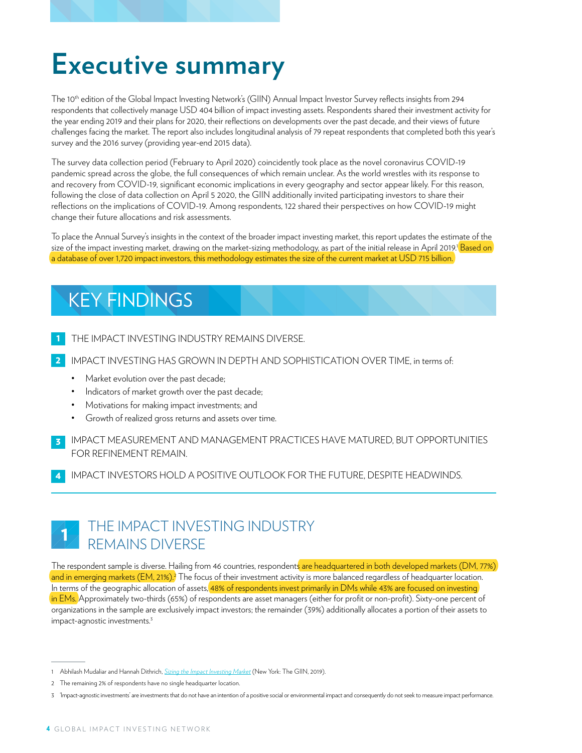# Executive summary

The 10th edition of the Global Impact Investing Network's (GIIN) Annual Impact Investor Survey reflects insights from 294 respondents that collectively manage USD 404 billion of impact investing assets. Respondents shared their investment activity for the year ending 2019 and their plans for 2020, their reflections on developments over the past decade, and their views of future challenges facing the market. The report also includes longitudinal analysis of 79 repeat respondents that completed both this year's survey and the 2016 survey (providing year-end 2015 data).

The survey data collection period (February to April 2020) coincidently took place as the novel coronavirus COVID-19 pandemic spread across the globe, the full consequences of which remain unclear. As the world wrestles with its response to and recovery from COVID-19, significant economic implications in every geography and sector appear likely. For this reason, following the close of data collection on April 5 2020, the GIIN additionally invited participating investors to share their reflections on the implications of COVID-19. Among respondents, 122 shared their perspectives on how COVID-19 might change their future allocations and risk assessments.

To place the Annual Survey's insights in the context of the broader impact investing market, this report updates the estimate of the size of the impact investing market, drawing on the market-sizing methodology, as part of the initial release in April 2019.[1] Based on a database of over 1,720 impact investors, this methodology estimates the size of the current market at USD 715 billion.

## KEY FINDINGS

1. THE IMPACT INVESTING INDUSTRY REMAINS DIVERSE.
2. IMPACT INVESTING HAS GROWN IN DEPTH AND SOPHISTICATION OVER TIME, in terms of:
   - Market evolution over the past decade;
   - Indicators of market growth over the past decade;
   - Motivations for making impact investments; and
   - Growth of realized gross returns and assets over time.
3. IMPACT MEASUREMENT AND MANAGEMENT PRACTICES HAVE MATURED, BUT OPPORTUNITIES FOR REFINEMENT REMAIN.
4. IMPACT INVESTORS HOLD A POSITIVE OUTLOOK FOR THE FUTURE, DESPITE HEADWINDS.

## 1 THE IMPACT INVESTING INDUSTRY REMAINS DIVERSE

The respondent sample is diverse. Hailing from 46 countries, respondents are headquartered in both developed markets (DM, 77%) and in emerging markets (EM, 21%).[2] The focus of their investment activity is more balanced regardless of headquarter location. In terms of the geographic allocation of assets, 48% of respondents invest primarily in DMs while 43% are focused on investing in EMs. Approximately two-thirds (65%) of respondents are asset managers (either for profit or non-profit). Sixty-one percent of organizations in the sample are exclusively impact investors; the remainder (39%) additionally allocates a portion of their assets to impact-agnostic investments.[3]

---

1 Abhilash Mudaliar and Hannah Dithrich, *Sizing the Impact Investing Market* (New York: The GIIN, 2019).

2 The remaining 2% of respondents have no single headquarter location.

3 'Impact-agnostic investments' are investments that do not have an intention of a positive social or environmental impact and consequently do not seek to measure impact performance.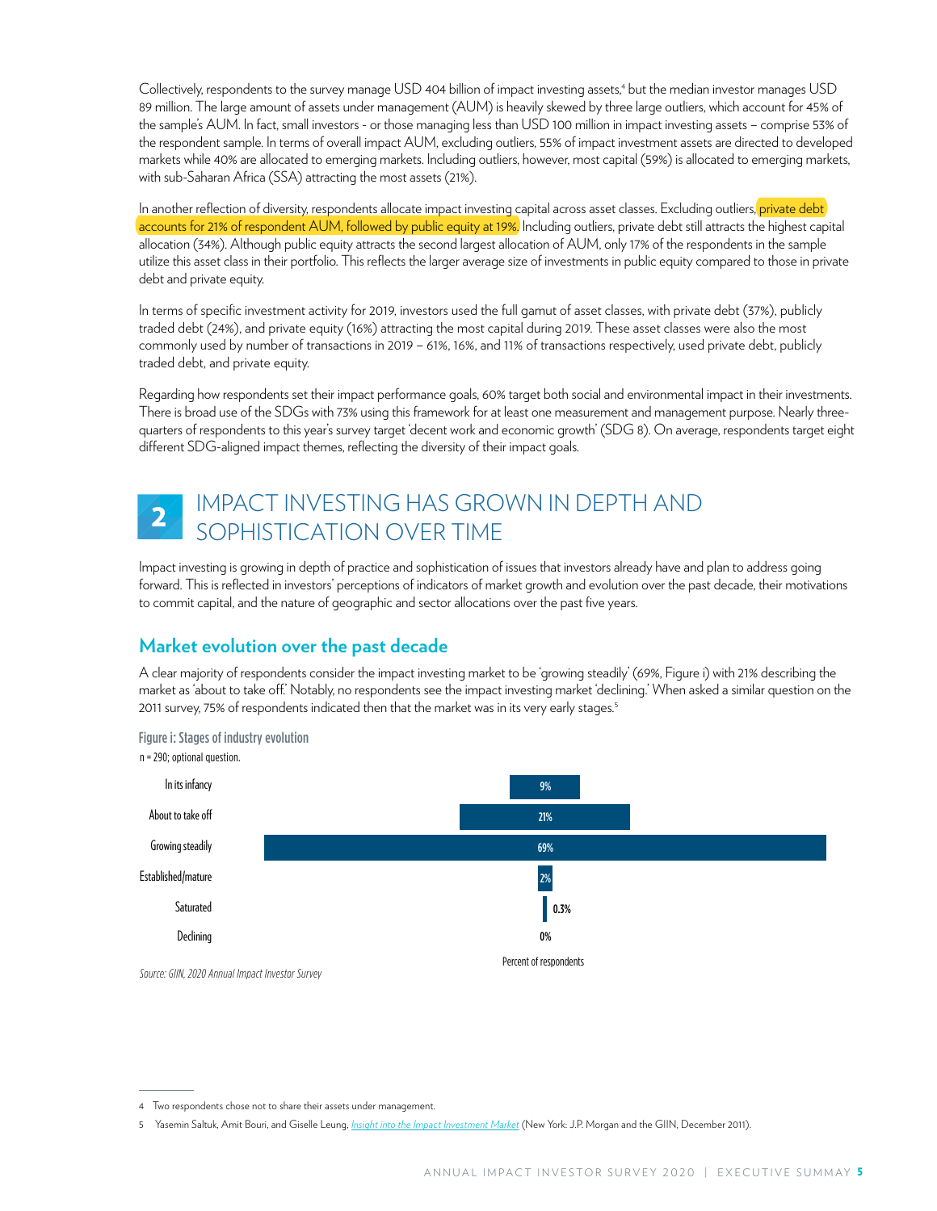Collectively, respondents to the survey manage USD 404 billion of impact investing assets,[4] but the median investor manages USD 89 million. The large amount of assets under management (AUM) is heavily skewed by three large outliers, which account for 45% of the sample's AUM. In fact, small investors - or those managing less than USD 100 million in impact investing assets – comprise 53% of the respondent sample. In terms of overall impact AUM, excluding outliers, 55% of impact investment assets are directed to developed markets while 40% are allocated to emerging markets. Including outliers, however, most capital (59%) is allocated to emerging markets, with sub-Saharan Africa (SSA) attracting the most assets (21%).

In another reflection of diversity, respondents allocate impact investing capital across asset classes. Excluding outliers, private debt accounts for 21% of respondent AUM, followed by public equity at 19%. Including outliers, private debt still attracts the highest capital allocation (34%). Although public equity attracts the second largest allocation of AUM, only 17% of the respondents in the sample utilize this asset class in their portfolio. This reflects the larger average size of investments in public equity compared to those in private debt and private equity.

In terms of specific investment activity for 2019, investors used the full gamut of asset classes, with private debt (37%), publicly traded debt (24%), and private equity (16%) attracting the most capital during 2019. These asset classes were also the most commonly used by number of transactions in 2019 – 61%, 16%, and 11% of transactions respectively, used private debt, publicly traded debt, and private equity.

Regarding how respondents set their impact performance goals, 60% target both social and environmental impact in their investments. There is broad use of the SDGs with 73% using this framework for at least one measurement and management purpose. Nearly three-quarters of respondents to this year's survey target 'decent work and economic growth' (SDG 8). On average, respondents target eight different SDG-aligned impact themes, reflecting the diversity of their impact goals.

# 2 IMPACT INVESTING HAS GROWN IN DEPTH AND SOPHISTICATION OVER TIME

Impact investing is growing in depth of practice and sophistication of issues that investors already have and plan to address going forward. This is reflected in investors' perceptions of indicators of market growth and evolution over the past decade, their motivations to commit capital, and the nature of geographic and sector allocations over the past five years.

## Market evolution over the past decade

A clear majority of respondents consider the impact investing market to be 'growing steadily' (69%, Figure i) with 21% describing the market as 'about to take off.' Notably, no respondents see the impact investing market 'declining.' When asked a similar question on the 2011 survey, 75% of respondents indicated then that the market was in its very early stages.[5]

**Figure i: Stages of industry evolution**

n = 290; optional question.

| Stage | Percent of respondents |
|---|---|
| In its infancy | 9% |
| About to take off | 21% |
| Growing steadily | 69% |
| Established/mature | 2% |
| Saturated | 0.3% |
| Declining | 0% |

*Source: GIIN, 2020 Annual Impact Investor Survey*

---

4 Two respondents chose not to share their assets under management.

5 Yasemin Saltuk, Amit Bouri, and Giselle Leung, *Insight into the Impact Investment Market* (New York: J.P. Morgan and the GIIN, December 2011).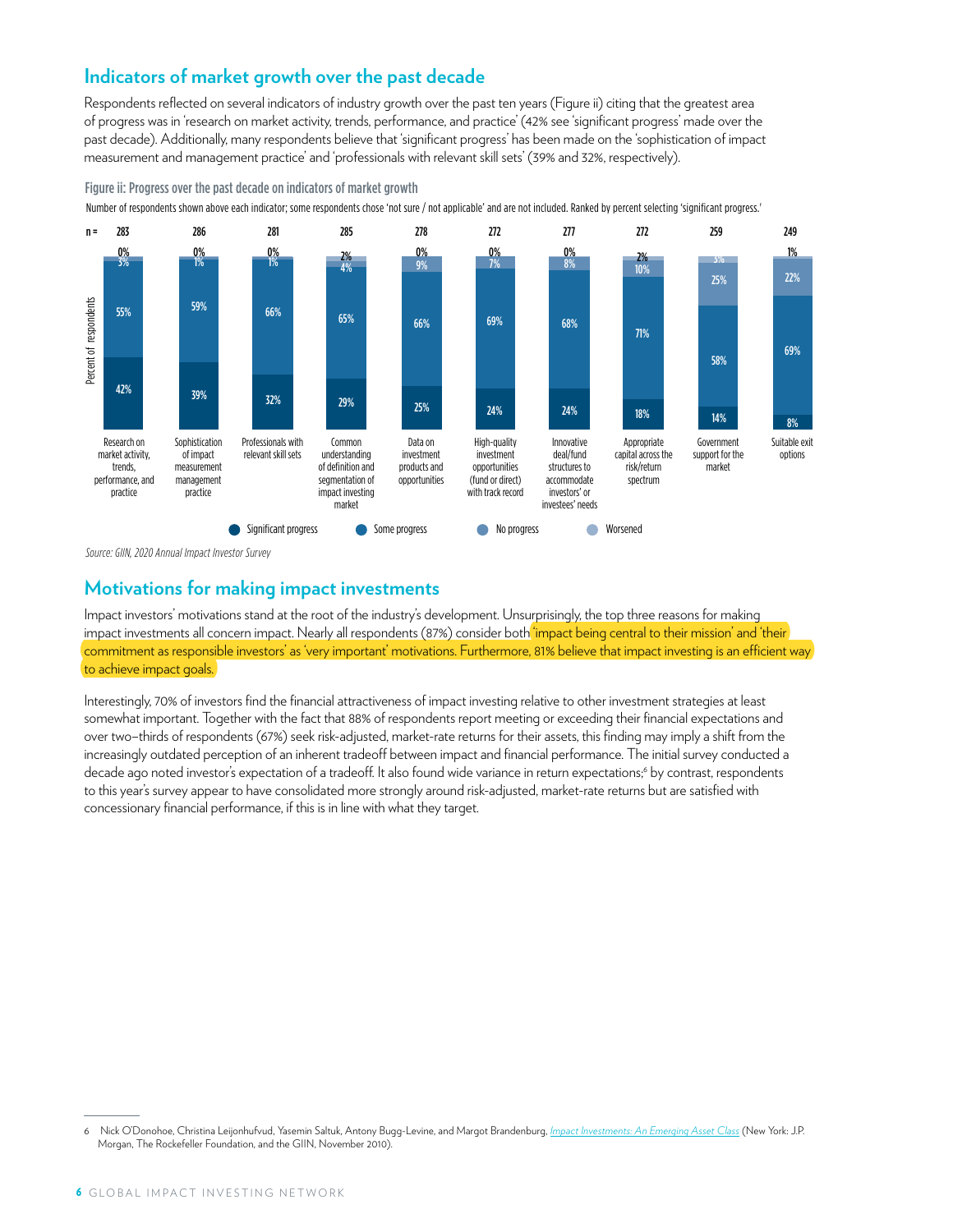## Indicators of market growth over the past decade

Respondents reflected on several indicators of industry growth over the past ten years (Figure ii) citing that the greatest area of progress was in 'research on market activity, trends, performance, and practice' (42% see 'significant progress' made over the past decade). Additionally, many respondents believe that 'significant progress' has been made on the 'sophistication of impact measurement and management practice' and 'professionals with relevant skill sets' (39% and 32%, respectively).

**Figure ii: Progress over the past decade on indicators of market growth**

Number of respondents shown above each indicator; some respondents chose 'not sure / not applicable' and are not included. Ranked by percent selecting 'significant progress.'

| Indicator | n = | Significant progress | Some progress | No progress | Worsened |
|---|---|---|---|---|---|
| Research on market activity, trends, performance, and practice | 283 | 42% | 55% | 3% | 0% |
| Sophistication of impact measurement management practice | 286 | 39% | 59% | 1% | 0% |
| Professionals with relevant skill sets | 281 | 32% | 66% | 1% | 0% |
| Common understanding of definition and segmentation of impact investing market | 285 | 29% | 65% | 4% | 2% |
| Data on investment products and opportunities | 278 | 25% | 66% | 9% | 0% |
| High-quality investment opportunities (fund or direct) with track record | 272 | 24% | 69% | 7% | 0% |
| Innovative deal/fund structures to accommodate investors' or investees' needs | 277 | 24% | 68% | 8% | 0% |
| Appropriate capital across the risk/return spectrum | 272 | 18% | 71% | 10% | 2% |
| Government support for the market | 259 | 14% | 58% | 25% | 3% |
| Suitable exit options | 249 | 8% | 69% | 22% | 1% |

*Source: GIIN, 2020 Annual Impact Investor Survey*

## Motivations for making impact investments

Impact investors' motivations stand at the root of the industry's development. Unsurprisingly, the top three reasons for making impact investments all concern impact. Nearly all respondents (87%) consider both 'impact being central to their mission' and 'their commitment as responsible investors' as 'very important' motivations. Furthermore, 81% believe that impact investing is an efficient way to achieve impact goals.

Interestingly, 70% of investors find the financial attractiveness of impact investing relative to other investment strategies at least somewhat important. Together with the fact that 88% of respondents report meeting or exceeding their financial expectations and over two-thirds of respondents (67%) seek risk-adjusted, market-rate returns for their assets, this finding may imply a shift from the increasingly outdated perception of an inherent tradeoff between impact and financial performance. The initial survey conducted a decade ago noted investor's expectation of a tradeoff. It also found wide variance in return expectations;[6] by contrast, respondents to this year's survey appear to have consolidated more strongly around risk-adjusted, market-rate returns but are satisfied with concessionary financial performance, if this is in line with what they target.

---

6 Nick O'Donohoe, Christina Leijonhufvud, Yasemin Saltuk, Antony Bugg-Levine, and Margot Brandenburg, *Impact Investments: An Emerging Asset Class* (New York: J.P. Morgan, The Rockefeller Foundation, and the GIIN, November 2010).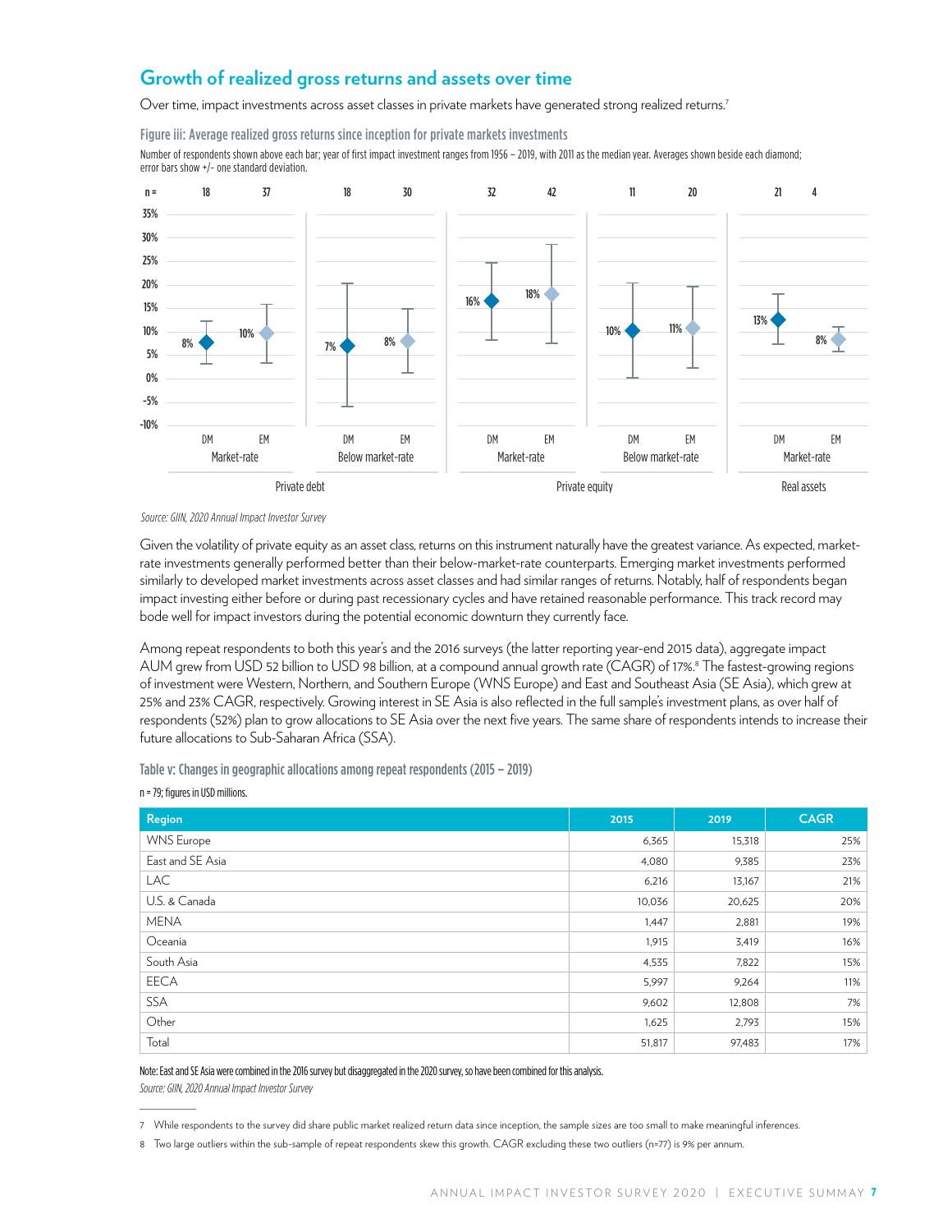## Growth of realized gross returns and assets over time

Over time, impact investments across asset classes in private markets have generated strong realized returns.[7]

Figure iii: Average realized gross returns since inception for private markets investments

Number of respondents shown above each bar; year of first impact investment ranges from 1956 – 2019, with 2011 as the median year. Averages shown beside each diamond; error bars show +/- one standard deviation.

| Asset class | Type | Market | n | Average |
|---|---|---|---|---|
| Private debt | Market-rate | DM | 18 | 8% |
| Private debt | Market-rate | EM | 37 | 10% |
| Private debt | Below market-rate | DM | 18 | 7% |
| Private debt | Below market-rate | EM | 30 | 8% |
| Private equity | Market-rate | DM | 32 | 16% |
| Private equity | Market-rate | EM | 42 | 18% |
| Private equity | Below market-rate | DM | 11 | 10% |
| Private equity | Below market-rate | EM | 20 | 11% |
| Real assets | Market-rate | DM | 21 | 13% |
| Real assets | Market-rate | EM | 4 | 8% |

*Source: GIIN, 2020 Annual Impact Investor Survey*

Given the volatility of private equity as an asset class, returns on this instrument naturally have the greatest variance. As expected, market-rate investments generally performed better than their below-market-rate counterparts. Emerging market investments performed similarly to developed market investments across asset classes and had similar ranges of returns. Notably, half of respondents began impact investing either before or during past recessionary cycles and have retained reasonable performance. This track record may bode well for impact investors during the potential economic downturn they currently face.

Among repeat respondents to both this year's and the 2016 surveys (the latter reporting year-end 2015 data), aggregate impact AUM grew from USD 52 billion to USD 98 billion, at a compound annual growth rate (CAGR) of 17%.[8] The fastest-growing regions of investment were Western, Northern, and Southern Europe (WNS Europe) and East and Southeast Asia (SE Asia), which grew at 25% and 23% CAGR, respectively. Growing interest in SE Asia is also reflected in the full sample's investment plans, as over half of respondents (52%) plan to grow allocations to SE Asia over the next five years. The same share of respondents intends to increase their future allocations to Sub-Saharan Africa (SSA).

Table v: Changes in geographic allocations among repeat respondents (2015 – 2019)

n = 79; figures in USD millions.

| Region | 2015 | 2019 | CAGR |
|---|---|---|---|
| WNS Europe | 6,365 | 15,318 | 25% |
| East and SE Asia | 4,080 | 9,385 | 23% |
| LAC | 6,216 | 13,167 | 21% |
| U.S. & Canada | 10,036 | 20,625 | 20% |
| MENA | 1,447 | 2,881 | 19% |
| Oceania | 1,915 | 3,419 | 16% |
| South Asia | 4,535 | 7,822 | 15% |
| EECA | 5,997 | 9,264 | 11% |
| SSA | 9,602 | 12,808 | 7% |
| Other | 1,625 | 2,793 | 15% |
| Total | 51,817 | 97,483 | 17% |

Note: East and SE Asia were combined in the 2016 survey but disaggregated in the 2020 survey, so have been combined for this analysis.

*Source: GIIN, 2020 Annual Impact Investor Survey*

7 While respondents to the survey did share public market realized return data since inception, the sample sizes are too small to make meaningful inferences.

8 Two large outliers within the sub-sample of repeat respondents skew this growth. CAGR excluding these two outliers (n=77) is 9% per annum.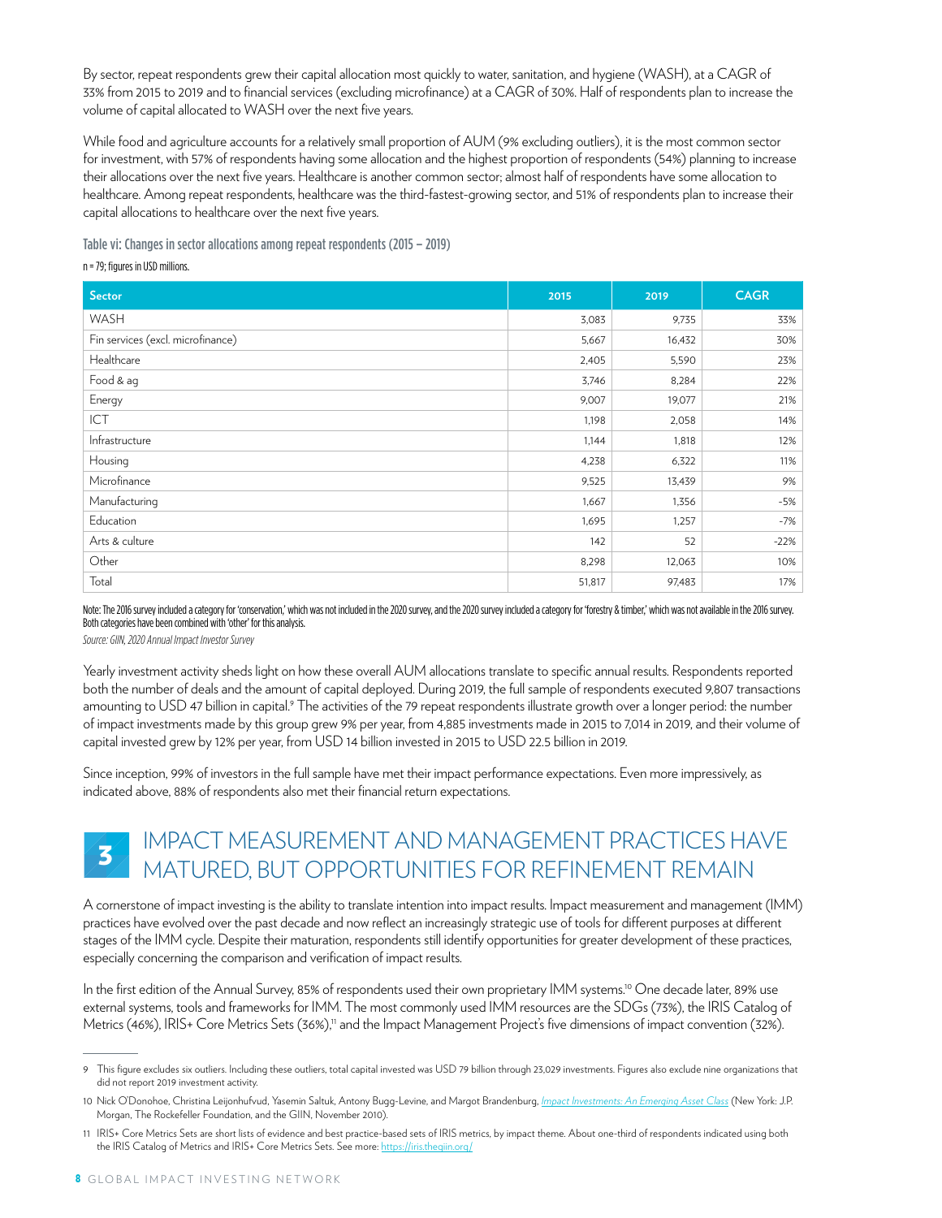By sector, repeat respondents grew their capital allocation most quickly to water, sanitation, and hygiene (WASH), at a CAGR of 33% from 2015 to 2019 and to financial services (excluding microfinance) at a CAGR of 30%. Half of respondents plan to increase the volume of capital allocated to WASH over the next five years.

While food and agriculture accounts for a relatively small proportion of AUM (9% excluding outliers), it is the most common sector for investment, with 57% of respondents having some allocation and the highest proportion of respondents (54%) planning to increase their allocations over the next five years. Healthcare is another common sector; almost half of respondents have some allocation to healthcare. Among repeat respondents, healthcare was the third-fastest-growing sector, and 51% of respondents plan to increase their capital allocations to healthcare over the next five years.

**Table vi: Changes in sector allocations among repeat respondents (2015 – 2019)**

n = 79; figures in USD millions.

| Sector | 2015 | 2019 | CAGR |
|---|---|---|---|
| WASH | 3,083 | 9,735 | 33% |
| Fin services (excl. microfinance) | 5,667 | 16,432 | 30% |
| Healthcare | 2,405 | 5,590 | 23% |
| Food & ag | 3,746 | 8,284 | 22% |
| Energy | 9,007 | 19,077 | 21% |
| ICT | 1,198 | 2,058 | 14% |
| Infrastructure | 1,144 | 1,818 | 12% |
| Housing | 4,238 | 6,322 | 11% |
| Microfinance | 9,525 | 13,439 | 9% |
| Manufacturing | 1,667 | 1,356 | -5% |
| Education | 1,695 | 1,257 | -7% |
| Arts & culture | 142 | 52 | -22% |
| Other | 8,298 | 12,063 | 10% |
| Total | 51,817 | 97,483 | 17% |

Note: The 2016 survey included a category for 'conservation,' which was not included in the 2020 survey, and the 2020 survey included a category for 'forestry & timber,' which was not available in the 2016 survey. Both categories have been combined with 'other' for this analysis.

*Source: GIIN, 2020 Annual Impact Investor Survey*

Yearly investment activity sheds light on how these overall AUM allocations translate to specific annual results. Respondents reported both the number of deals and the amount of capital deployed. During 2019, the full sample of respondents executed 9,807 transactions amounting to USD 47 billion in capital.[9] The activities of the 79 repeat respondents illustrate growth over a longer period: the number of impact investments made by this group grew 9% per year, from 4,885 investments made in 2015 to 7,014 in 2019, and their volume of capital invested grew by 12% per year, from USD 14 billion invested in 2015 to USD 22.5 billion in 2019.

Since inception, 99% of investors in the full sample have met their impact performance expectations. Even more impressively, as indicated above, 88% of respondents also met their financial return expectations.

## 3 IMPACT MEASUREMENT AND MANAGEMENT PRACTICES HAVE MATURED, BUT OPPORTUNITIES FOR REFINEMENT REMAIN

A cornerstone of impact investing is the ability to translate intention into impact results. Impact measurement and management (IMM) practices have evolved over the past decade and now reflect an increasingly strategic use of tools for different purposes at different stages of the IMM cycle. Despite their maturation, respondents still identify opportunities for greater development of these practices, especially concerning the comparison and verification of impact results.

In the first edition of the Annual Survey, 85% of respondents used their own proprietary IMM systems.[10] One decade later, 89% use external systems, tools and frameworks for IMM. The most commonly used IMM resources are the SDGs (73%), the IRIS Catalog of Metrics (46%), IRIS+ Core Metrics Sets (36%),[11] and the Impact Management Project's five dimensions of impact convention (32%).

---

9 This figure excludes six outliers. Including these outliers, total capital invested was USD 79 billion through 23,029 investments. Figures also exclude nine organizations that did not report 2019 investment activity.

10 Nick O'Donohoe, Christina Leijonhufvud, Yasemin Saltuk, Antony Bugg-Levine, and Margot Brandenburg, *Impact Investments: An Emerging Asset Class* (New York: J.P. Morgan, The Rockefeller Foundation, and the GIIN, November 2010).

11 IRIS+ Core Metrics Sets are short lists of evidence and best practice-based sets of IRIS metrics, by impact theme. About one-third of respondents indicated using both the IRIS Catalog of Metrics and IRIS+ Core Metrics Sets. See more: https://iris.thegiin.org/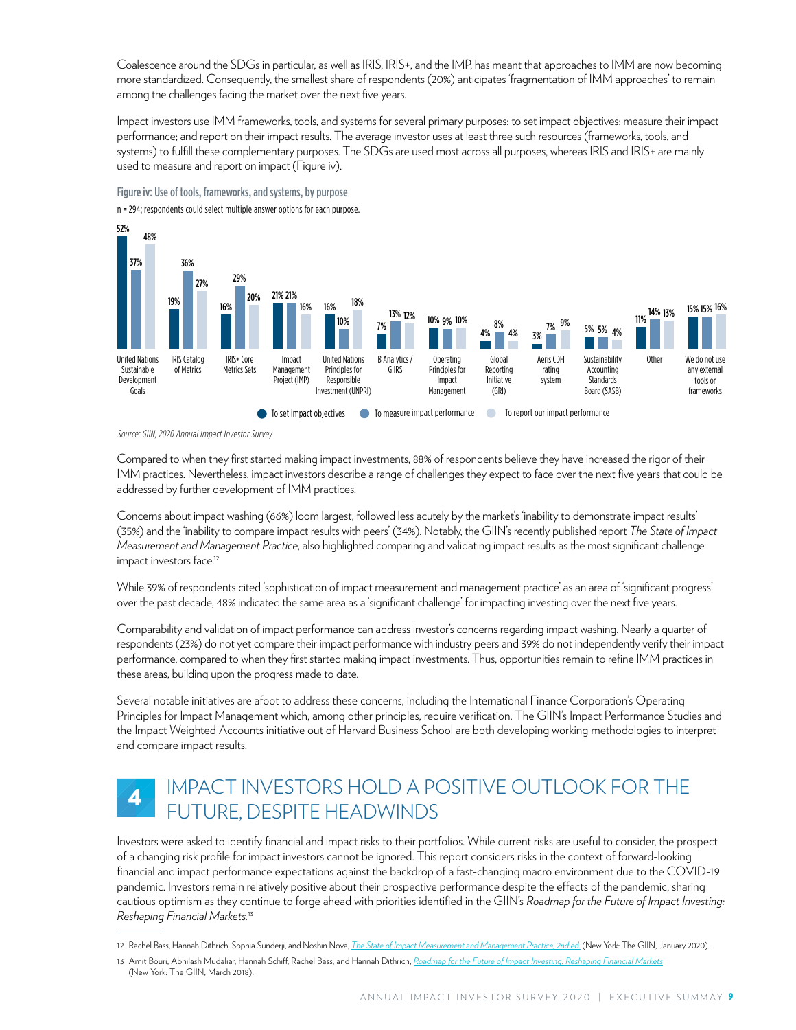Coalescence around the SDGs in particular, as well as IRIS, IRIS+, and the IMP, has meant that approaches to IMM are now becoming more standardized. Consequently, the smallest share of respondents (20%) anticipates 'fragmentation of IMM approaches' to remain among the challenges facing the market over the next five years.

Impact investors use IMM frameworks, tools, and systems for several primary purposes: to set impact objectives; measure their impact performance; and report on their impact results. The average investor uses at least three such resources (frameworks, tools, and systems) to fulfill these complementary purposes. The SDGs are used most across all purposes, whereas IRIS and IRIS+ are mainly used to measure and report on impact (Figure iv).

**Figure iv: Use of tools, frameworks, and systems, by purpose**

n = 294; respondents could select multiple answer options for each purpose.

| Tool / framework / system | To set impact objectives | To measure impact performance | To report our impact performance |
|---|---|---|---|
| United Nations Sustainable Development Goals | 52% | 37% | 48% |
| IRIS Catalog of Metrics | 19% | 36% | 27% |
| IRIS+ Core Metrics Sets | 16% | 29% | 20% |
| Impact Management Project (IMP) | 21% | 21% | 16% |
| United Nations Principles for Responsible Investment (UNPRI) | 16% | 10% | 18% |
| B Analytics / GIIRS | 7% | 13% | 12% |
| Operating Principles for Impact Management | 10% | 9% | 10% |
| Global Reporting Initiative (GRI) | 4% | 8% | 4% |
| Aeris CDFI rating system | 3% | 7% | 9% |
| Sustainability Accounting Standards Board (SASB) | 5% | 5% | 4% |
| Other | 11% | 14% | 13% |
| We do not use any external tools or frameworks | 15% | 15% | 16% |

*Source: GIIN, 2020 Annual Impact Investor Survey*

Compared to when they first started making impact investments, 88% of respondents believe they have increased the rigor of their IMM practices. Nevertheless, impact investors describe a range of challenges they expect to face over the next five years that could be addressed by further development of IMM practices.

Concerns about impact washing (66%) loom largest, followed less acutely by the market's 'inability to demonstrate impact results' (35%) and the 'inability to compare impact results with peers' (34%). Notably, the GIIN's recently published report *The State of Impact Measurement and Management Practice*, also highlighted comparing and validating impact results as the most significant challenge impact investors face.[12]

While 39% of respondents cited 'sophistication of impact measurement and management practice' as an area of 'significant progress' over the past decade, 48% indicated the same area as a 'significant challenge' for impacting investing over the next five years.

Comparability and validation of impact performance can address investor's concerns regarding impact washing. Nearly a quarter of respondents (23%) do not yet compare their impact performance with industry peers and 39% do not independently verify their impact performance, compared to when they first started making impact investments. Thus, opportunities remain to refine IMM practices in these areas, building upon the progress made to date.

Several notable initiatives are afoot to address these concerns, including the International Finance Corporation's Operating Principles for Impact Management which, among other principles, require verification. The GIIN's Impact Performance Studies and the Impact Weighted Accounts initiative out of Harvard Business School are both developing working methodologies to interpret and compare impact results.

## 4 IMPACT INVESTORS HOLD A POSITIVE OUTLOOK FOR THE FUTURE, DESPITE HEADWINDS

Investors were asked to identify financial and impact risks to their portfolios. While current risks are useful to consider, the prospect of a changing risk profile for impact investors cannot be ignored. This report considers risks in the context of forward-looking financial and impact performance expectations against the backdrop of a fast-changing macro environment due to the COVID-19 pandemic. Investors remain relatively positive about their prospective performance despite the effects of the pandemic, sharing cautious optimism as they continue to forge ahead with priorities identified in the GIIN's *Roadmap for the Future of Impact Investing: Reshaping Financial Markets.*[13]

---

12 Rachel Bass, Hannah Dithrich, Sophia Sunderji, and Noshin Nova, *The State of Impact Measurement and Management Practice, 2nd ed.* (New York: The GIIN, January 2020).

13 Amit Bouri, Abhilash Mudaliar, Hannah Schiff, Rachel Bass, and Hannah Dithrich, *Roadmap for the Future of Impact Investing: Reshaping Financial Markets* (New York: The GIIN, March 2018).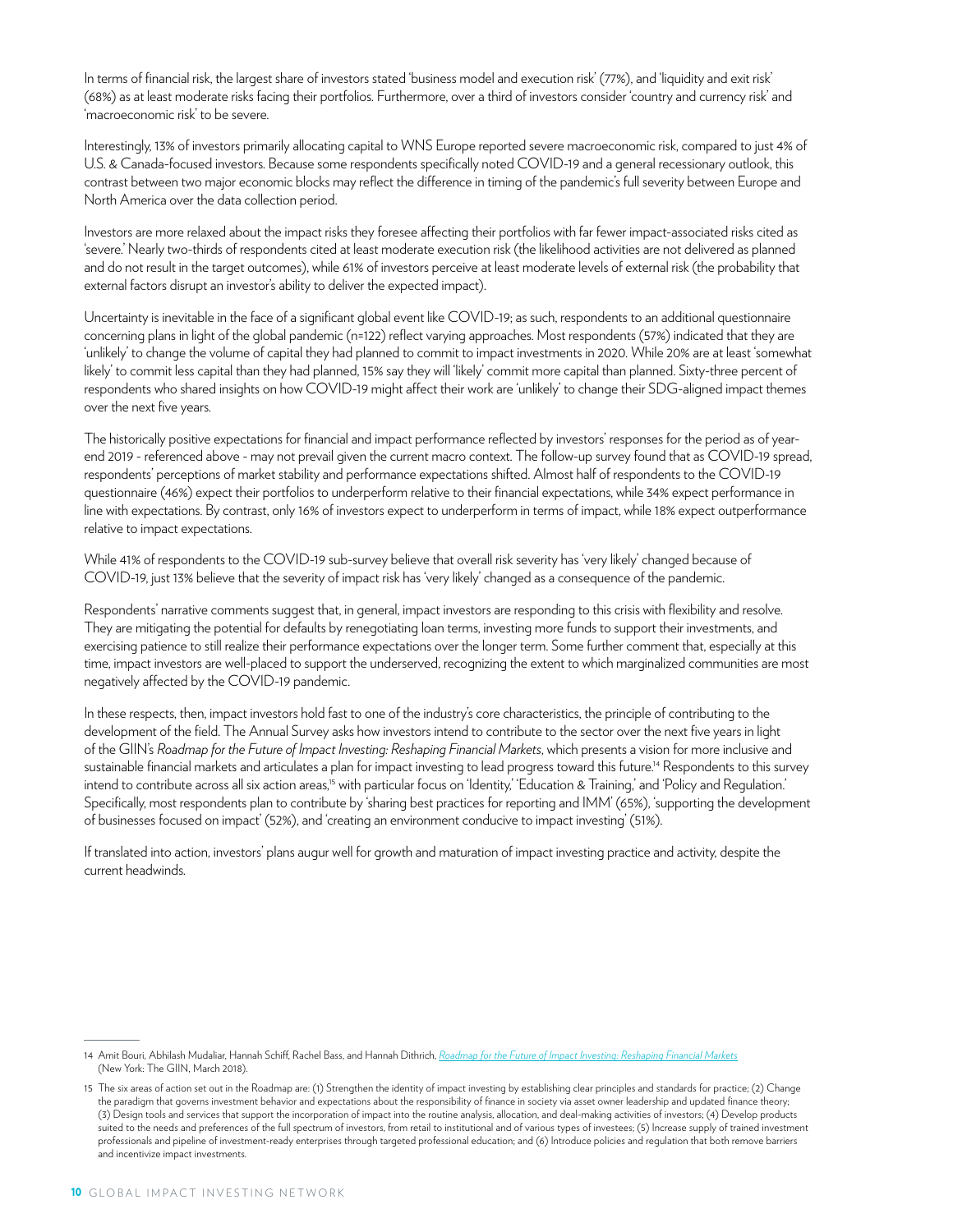In terms of financial risk, the largest share of investors stated 'business model and execution risk' (77%), and 'liquidity and exit risk' (68%) as at least moderate risks facing their portfolios. Furthermore, over a third of investors consider 'country and currency risk' and 'macroeconomic risk' to be severe.

Interestingly, 13% of investors primarily allocating capital to WNS Europe reported severe macroeconomic risk, compared to just 4% of U.S. & Canada-focused investors. Because some respondents specifically noted COVID-19 and a general recessionary outlook, this contrast between two major economic blocks may reflect the difference in timing of the pandemic's full severity between Europe and North America over the data collection period.

Investors are more relaxed about the impact risks they foresee affecting their portfolios with far fewer impact-associated risks cited as 'severe.' Nearly two-thirds of respondents cited at least moderate execution risk (the likelihood activities are not delivered as planned and do not result in the target outcomes), while 61% of investors perceive at least moderate levels of external risk (the probability that external factors disrupt an investor's ability to deliver the expected impact).

Uncertainty is inevitable in the face of a significant global event like COVID-19; as such, respondents to an additional questionnaire concerning plans in light of the global pandemic (n=122) reflect varying approaches. Most respondents (57%) indicated that they are 'unlikely' to change the volume of capital they had planned to commit to impact investments in 2020. While 20% are at least 'somewhat likely' to commit less capital than they had planned, 15% say they will 'likely' commit more capital than planned. Sixty-three percent of respondents who shared insights on how COVID-19 might affect their work are 'unlikely' to change their SDG-aligned impact themes over the next five years.

The historically positive expectations for financial and impact performance reflected by investors' responses for the period as of year-end 2019 - referenced above - may not prevail given the current macro context. The follow-up survey found that as COVID-19 spread, respondents' perceptions of market stability and performance expectations shifted. Almost half of respondents to the COVID-19 questionnaire (46%) expect their portfolios to underperform relative to their financial expectations, while 34% expect performance in line with expectations. By contrast, only 16% of investors expect to underperform in terms of impact, while 18% expect outperformance relative to impact expectations.

While 41% of respondents to the COVID-19 sub-survey believe that overall risk severity has 'very likely' changed because of COVID-19, just 13% believe that the severity of impact risk has 'very likely' changed as a consequence of the pandemic.

Respondents' narrative comments suggest that, in general, impact investors are responding to this crisis with flexibility and resolve. They are mitigating the potential for defaults by renegotiating loan terms, investing more funds to support their investments, and exercising patience to still realize their performance expectations over the longer term. Some further comment that, especially at this time, impact investors are well-placed to support the underserved, recognizing the extent to which marginalized communities are most negatively affected by the COVID-19 pandemic.

In these respects, then, impact investors hold fast to one of the industry's core characteristics, the principle of contributing to the development of the field. The Annual Survey asks how investors intend to contribute to the sector over the next five years in light of the GIIN's *Roadmap for the Future of Impact Investing: Reshaping Financial Markets*, which presents a vision for more inclusive and sustainable financial markets and articulates a plan for impact investing to lead progress toward this future.[14] Respondents to this survey intend to contribute across all six action areas,[15] with particular focus on 'Identity,' 'Education & Training,' and 'Policy and Regulation.' Specifically, most respondents plan to contribute by 'sharing best practices for reporting and IMM' (65%), 'supporting the development of businesses focused on impact' (52%), and 'creating an environment conducive to impact investing' (51%).

If translated into action, investors' plans augur well for growth and maturation of impact investing practice and activity, despite the current headwinds.

---

14 Amit Bouri, Abhilash Mudaliar, Hannah Schiff, Rachel Bass, and Hannah Dithrich, *Roadmap for the Future of Impact Investing: Reshaping Financial Markets* (New York: The GIIN, March 2018).

15 The six areas of action set out in the Roadmap are: (1) Strengthen the identity of impact investing by establishing clear principles and standards for practice; (2) Change the paradigm that governs investment behavior and expectations about the responsibility of finance in society via asset owner leadership and updated finance theory; (3) Design tools and services that support the incorporation of impact into the routine analysis, allocation, and deal-making activities of investors; (4) Develop products suited to the needs and preferences of the full spectrum of investors, from retail to institutional and of various types of investees; (5) Increase supply of trained investment professionals and pipeline of investment-ready enterprises through targeted professional education; and (6) Introduce policies and regulation that both remove barriers and incentivize impact investments.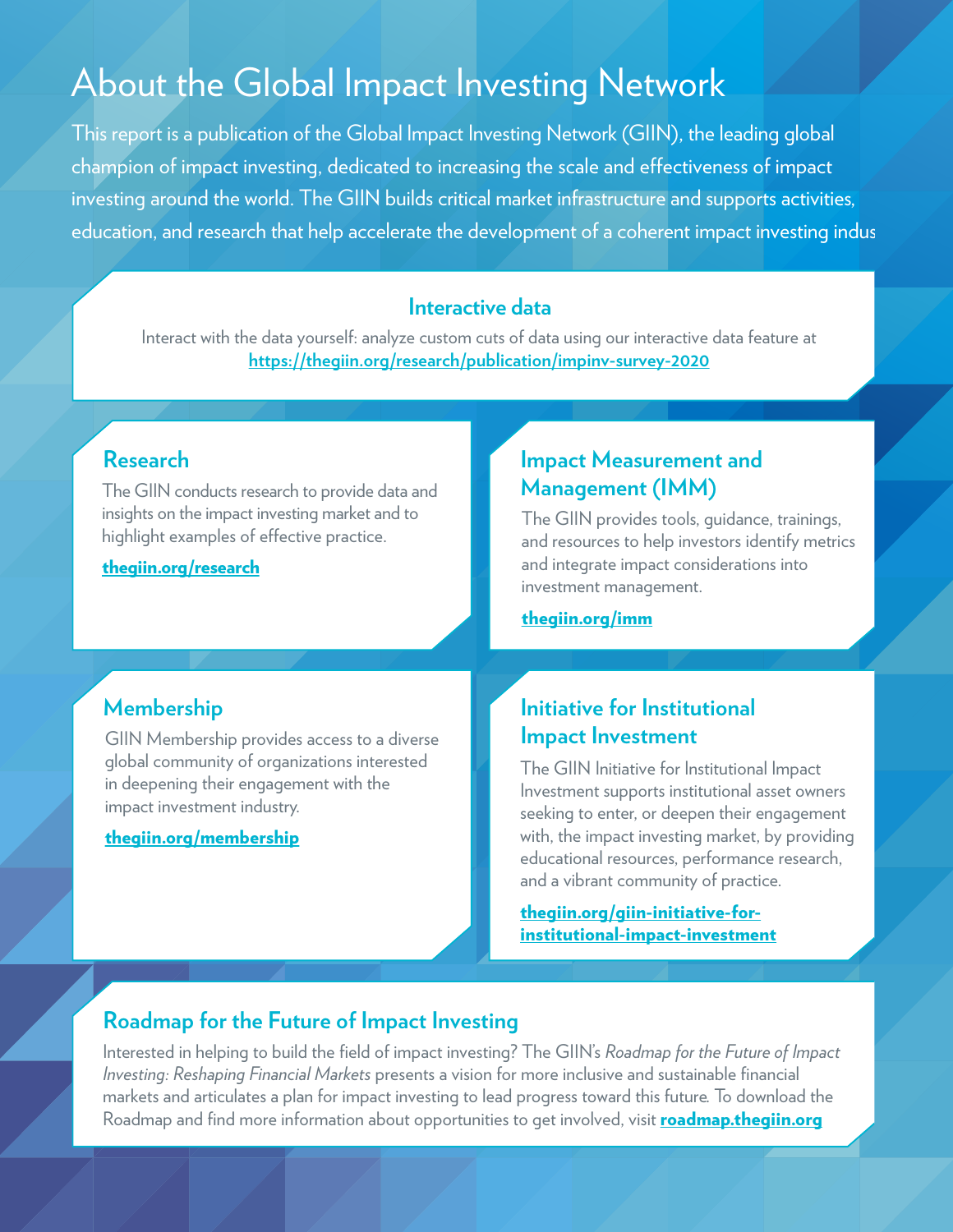# About the Global Impact Investing Network

This report is a publication of the Global Impact Investing Network (GIIN), the leading global champion of impact investing, dedicated to increasing the scale and effectiveness of impact investing around the world. The GIIN builds critical market infrastructure and supports activities, education, and research that help accelerate the development of a coherent impact investing indus

## Interactive data

Interact with the data yourself: analyze custom cuts of data using our interactive data feature at **https://thegiin.org/research/publication/impinv-survey-2020**

## Research

The GIIN conducts research to provide data and insights on the impact investing market and to highlight examples of effective practice.

**thegiin.org/research**

## Impact Measurement and Management (IMM)

The GIIN provides tools, guidance, trainings, and resources to help investors identify metrics and integrate impact considerations into investment management.

**thegiin.org/imm**

## Membership

GIIN Membership provides access to a diverse global community of organizations interested in deepening their engagement with the impact investment industry.

**thegiin.org/membership**

## Initiative for Institutional Impact Investment

The GIIN Initiative for Institutional Impact Investment supports institutional asset owners seeking to enter, or deepen their engagement with, the impact investing market, by providing educational resources, performance research, and a vibrant community of practice.

**thegiin.org/giin-initiative-for-institutional-impact-investment**

## Roadmap for the Future of Impact Investing

Interested in helping to build the field of impact investing? The GIIN's *Roadmap for the Future of Impact Investing: Reshaping Financial Markets* presents a vision for more inclusive and sustainable financial markets and articulates a plan for impact investing to lead progress toward this future. To download the Roadmap and find more information about opportunities to get involved, visit **roadmap.thegiin.org**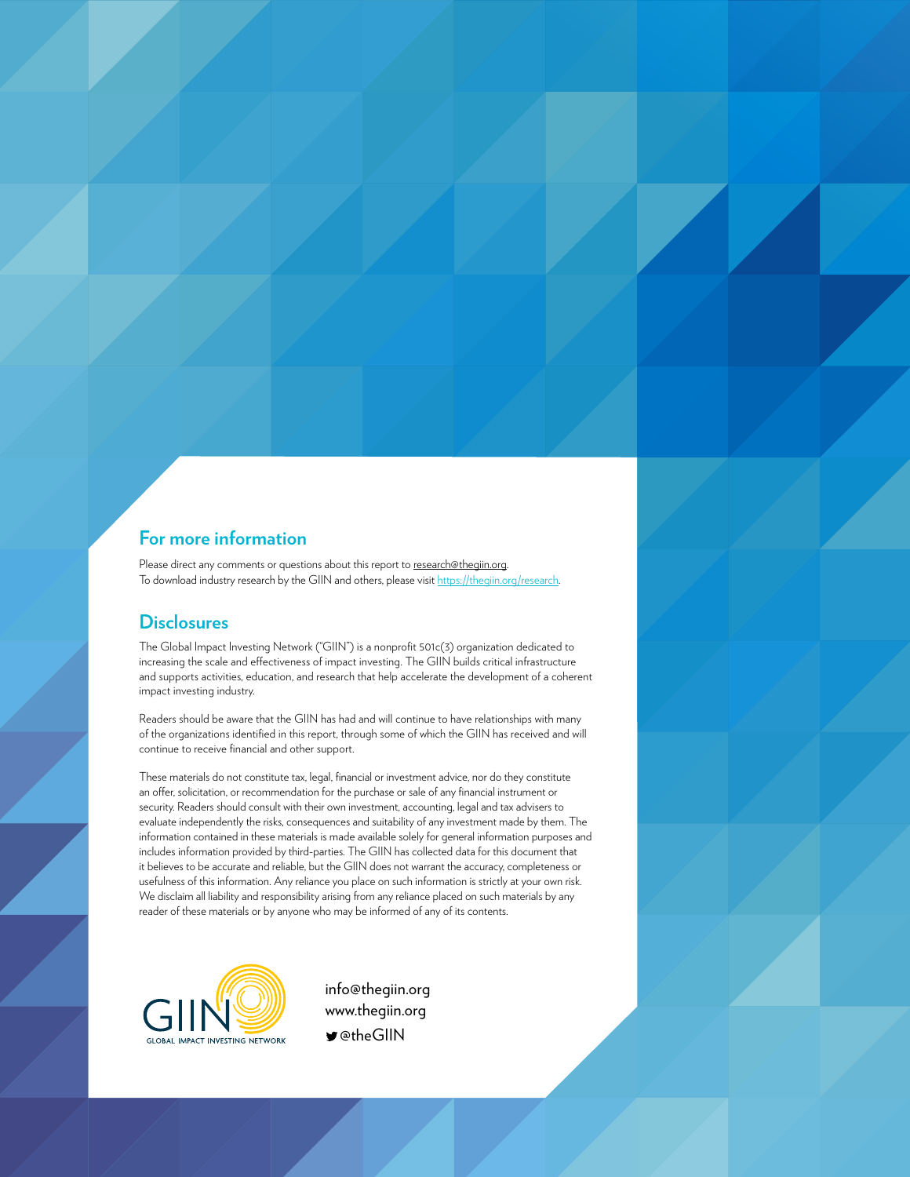## For more information

Please direct any comments or questions about this report to research@thegiin.org.
To download industry research by the GIIN and others, please visit https://thegiin.org/research.

## Disclosures

The Global Impact Investing Network ("GIIN") is a nonprofit 501c(3) organization dedicated to increasing the scale and effectiveness of impact investing. The GIIN builds critical infrastructure and supports activities, education, and research that help accelerate the development of a coherent impact investing industry.

Readers should be aware that the GIIN has had and will continue to have relationships with many of the organizations identified in this report, through some of which the GIIN has received and will continue to receive financial and other support.

These materials do not constitute tax, legal, financial or investment advice, nor do they constitute an offer, solicitation, or recommendation for the purchase or sale of any financial instrument or security. Readers should consult with their own investment, accounting, legal and tax advisers to evaluate independently the risks, consequences and suitability of any investment made by them. The information contained in these materials is made available solely for general information purposes and includes information provided by third-parties. The GIIN has collected data for this document that it believes to be accurate and reliable, but the GIIN does not warrant the accuracy, completeness or usefulness of this information. Any reliance you place on such information is strictly at your own risk. We disclaim all liability and responsibility arising from any reliance placed on such materials by any reader of these materials or by anyone who may be informed of any of its contents.

GIIN
GLOBAL IMPACT INVESTING NETWORK

info@thegiin.org
www.thegiin.org
@theGIIN